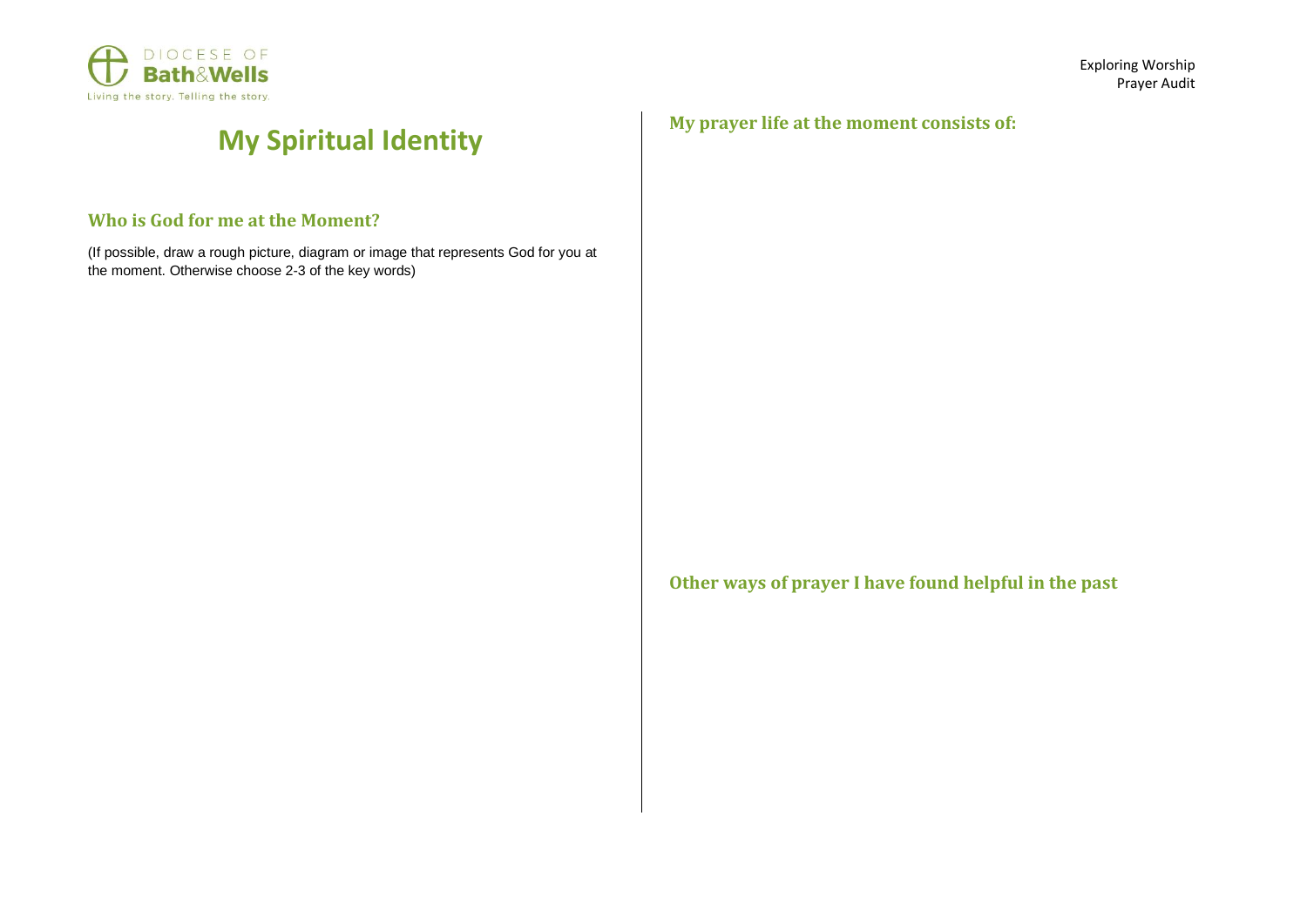# My Spiritual Identity

## Who is God for me at the Moment?

(If possible, draw a rough picture, diagram or image that represents God for you at the moment. Otherwise choose 2-3 of the key words)

## My prayer life at the moment consists of:

## Other ways of prayer I have found helpful in the past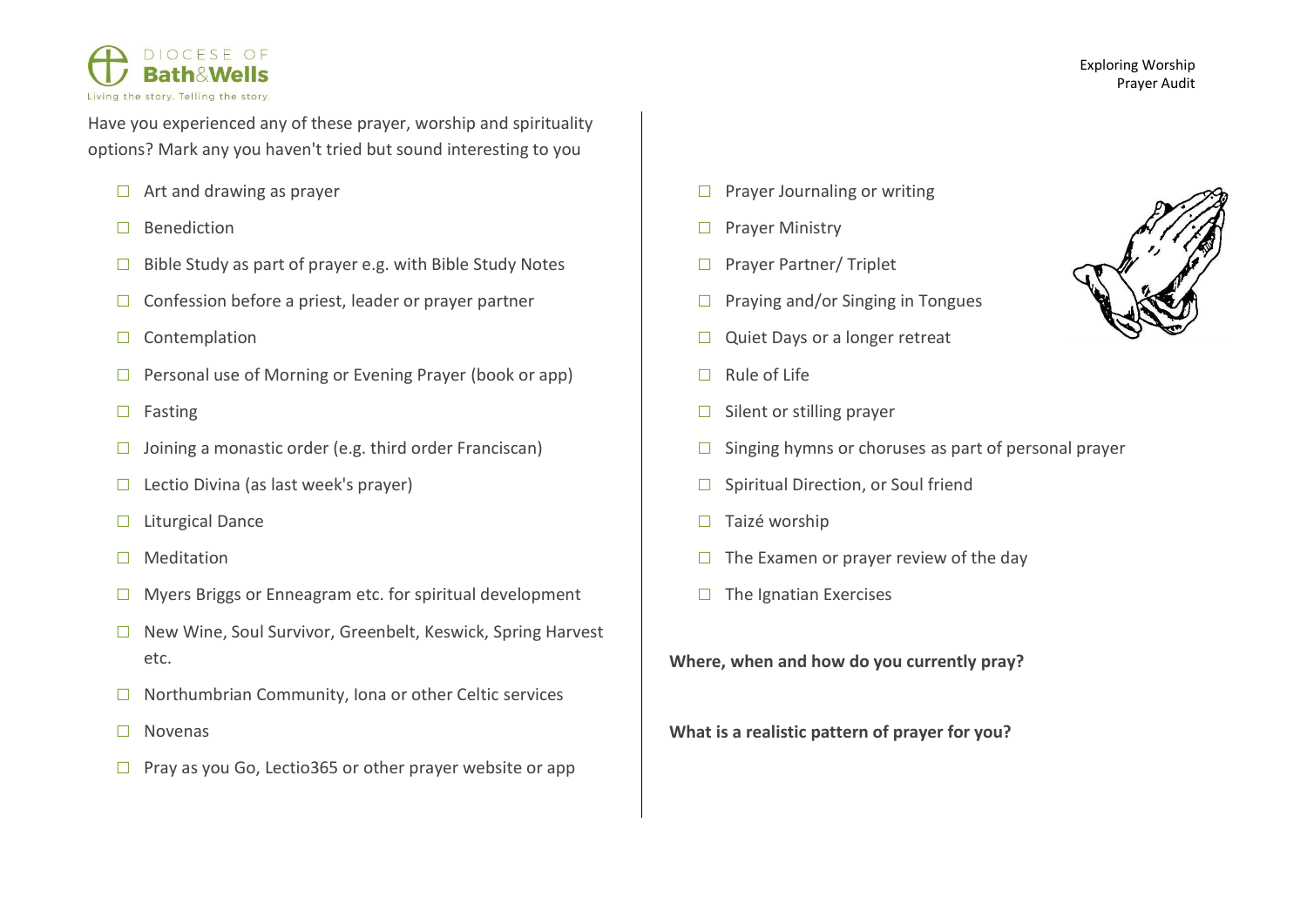Have you experienced any of these prayer, worship and spirituality options? Mark any you haven't tried but sound interesting to you

- ☐ Art and drawing as prayer
- ☐ Benediction
- ☐ Bible Study as part of prayer e.g. with Bible Study Notes
- ☐ Confession before a priest, leader or prayer partner
- ☐ Contemplation
- ☐ Personal use of Morning or Evening Prayer (book or app)
- ☐ Fasting
- ☐ Joining a monastic order (e.g. third order Franciscan)
- ☐ Lectio Divina (as last week's prayer)
- ☐ Liturgical Dance
- ☐ Meditation
- ☐ Myers Briggs or Enneagram etc. for spiritual development
- ☐ New Wine, Soul Survivor, Greenbelt, Keswick, Spring Harvest etc.
- ☐ Northumbrian Community, Iona or other Celtic services
- ☐ Novenas
- ☐ Pray as you Go, Lectio365 or other prayer website or app
- ☐ Prayer Journaling or writing
- ☐ Prayer Ministry
- ☐ Prayer Partner/ Triplet
- ☐ Praying and/or Singing in Tongues
- ☐ Quiet Days or a longer retreat
- ☐ Rule of Life
- ☐ Silent or stilling prayer
- ☐ Singing hymns or choruses as part of personal prayer
- ☐ Spiritual Direction, or Soul friend
- ☐ Taizé worship
- ☐ The Examen or prayer review of the day
- ☐ The Ignatian Exercises

**Where, when and how do you currently pray?**

**What is a realistic pattern of prayer for you?**